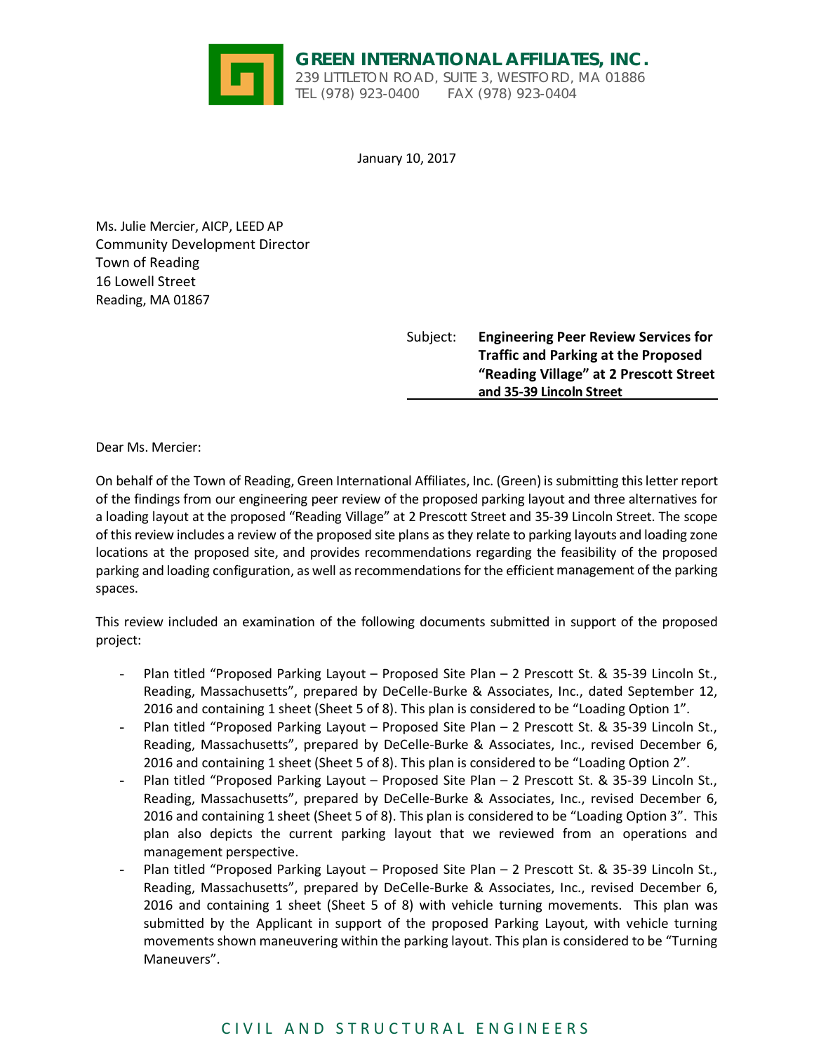**GREEN INTERNATIONAL AFFILIATES, INC.**
239 LITTLETON ROAD, SUITE 3, WESTFORD, MA 01886
TEL (978) 923-0400 FAX (978) 923-0404

January 10, 2017

Ms. Julie Mercier, AICP, LEED AP
Community Development Director
Town of Reading
16 Lowell Street
Reading, MA 01867

Subject: **Engineering Peer Review Services for Traffic and Parking at the Proposed "Reading Village" at 2 Prescott Street and 35-39 Lincoln Street**

Dear Ms. Mercier:

On behalf of the Town of Reading, Green International Affiliates, Inc. (Green) is submitting this letter report of the findings from our engineering peer review of the proposed parking layout and three alternatives for a loading layout at the proposed "Reading Village" at 2 Prescott Street and 35-39 Lincoln Street. The scope of this review includes a review of the proposed site plans as they relate to parking layouts and loading zone locations at the proposed site, and provides recommendations regarding the feasibility of the proposed parking and loading configuration, as well as recommendations for the efficient management of the parking spaces.

This review included an examination of the following documents submitted in support of the proposed project:

- Plan titled "Proposed Parking Layout – Proposed Site Plan – 2 Prescott St. & 35-39 Lincoln St., Reading, Massachusetts", prepared by DeCelle-Burke & Associates, Inc., dated September 12, 2016 and containing 1 sheet (Sheet 5 of 8). This plan is considered to be "Loading Option 1".
- Plan titled "Proposed Parking Layout – Proposed Site Plan – 2 Prescott St. & 35-39 Lincoln St., Reading, Massachusetts", prepared by DeCelle-Burke & Associates, Inc., revised December 6, 2016 and containing 1 sheet (Sheet 5 of 8). This plan is considered to be "Loading Option 2".
- Plan titled "Proposed Parking Layout – Proposed Site Plan – 2 Prescott St. & 35-39 Lincoln St., Reading, Massachusetts", prepared by DeCelle-Burke & Associates, Inc., revised December 6, 2016 and containing 1 sheet (Sheet 5 of 8). This plan is considered to be "Loading Option 3". This plan also depicts the current parking layout that we reviewed from an operations and management perspective.
- Plan titled "Proposed Parking Layout – Proposed Site Plan – 2 Prescott St. & 35-39 Lincoln St., Reading, Massachusetts", prepared by DeCelle-Burke & Associates, Inc., revised December 6, 2016 and containing 1 sheet (Sheet 5 of 8) with vehicle turning movements. This plan was submitted by the Applicant in support of the proposed Parking Layout, with vehicle turning movements shown maneuvering within the parking layout. This plan is considered to be "Turning Maneuvers".

CIVIL AND STRUCTURAL ENGINEERS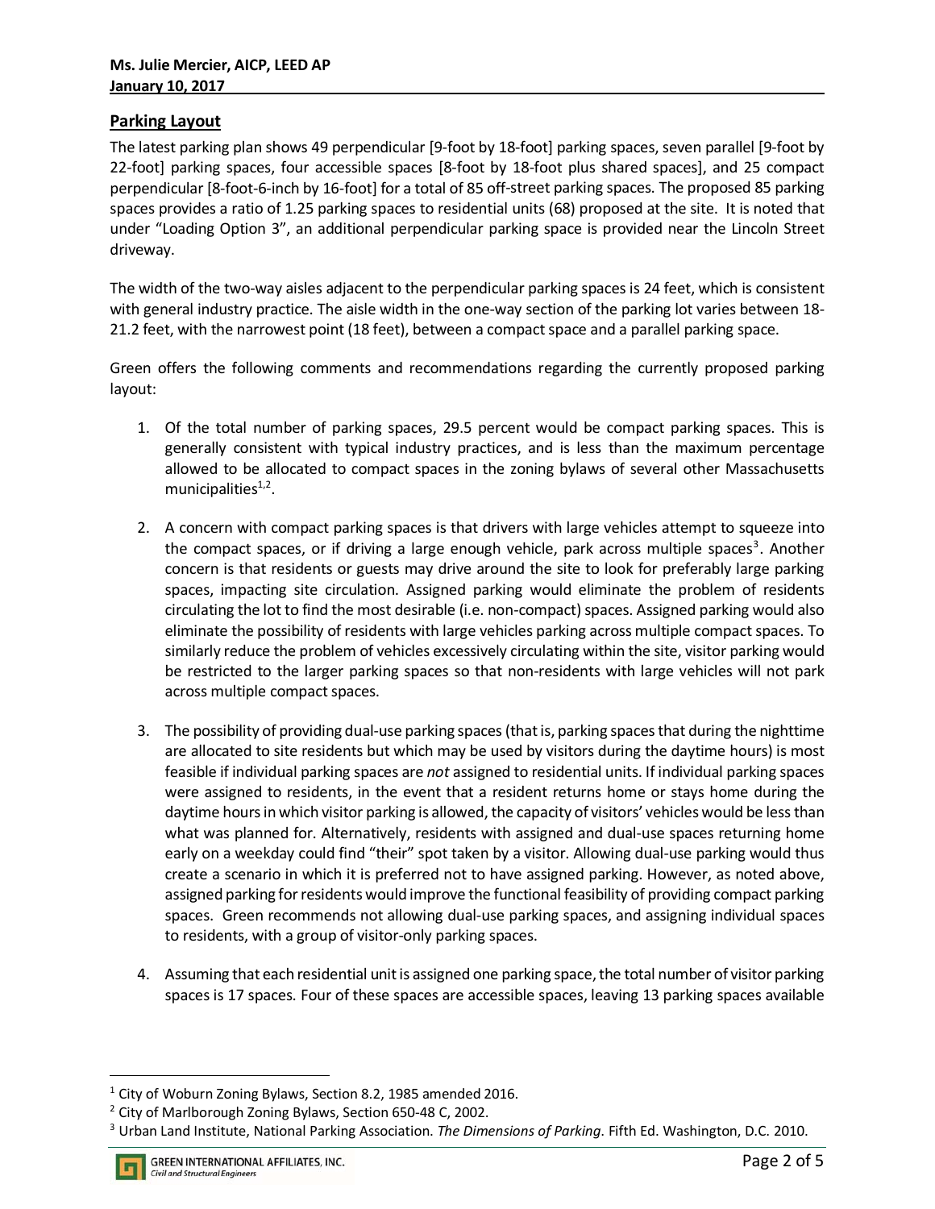**Ms. Julie Mercier, AICP, LEED AP**
**January 10, 2017**

## Parking Layout

The latest parking plan shows 49 perpendicular [9-foot by 18-foot] parking spaces, seven parallel [9-foot by 22-foot] parking spaces, four accessible spaces [8-foot by 18-foot plus shared spaces], and 25 compact perpendicular [8-foot-6-inch by 16-foot] for a total of 85 off-street parking spaces. The proposed 85 parking spaces provides a ratio of 1.25 parking spaces to residential units (68) proposed at the site. It is noted that under "Loading Option 3", an additional perpendicular parking space is provided near the Lincoln Street driveway.

The width of the two-way aisles adjacent to the perpendicular parking spaces is 24 feet, which is consistent with general industry practice. The aisle width in the one-way section of the parking lot varies between 18-21.2 feet, with the narrowest point (18 feet), between a compact space and a parallel parking space.

Green offers the following comments and recommendations regarding the currently proposed parking layout:

1. Of the total number of parking spaces, 29.5 percent would be compact parking spaces. This is generally consistent with typical industry practices, and is less than the maximum percentage allowed to be allocated to compact spaces in the zoning bylaws of several other Massachusetts municipalities[1,2].

2. A concern with compact parking spaces is that drivers with large vehicles attempt to squeeze into the compact spaces, or if driving a large enough vehicle, park across multiple spaces[3]. Another concern is that residents or guests may drive around the site to look for preferably large parking spaces, impacting site circulation. Assigned parking would eliminate the problem of residents circulating the lot to find the most desirable (i.e. non-compact) spaces. Assigned parking would also eliminate the possibility of residents with large vehicles parking across multiple compact spaces. To similarly reduce the problem of vehicles excessively circulating within the site, visitor parking would be restricted to the larger parking spaces so that non-residents with large vehicles will not park across multiple compact spaces.

3. The possibility of providing dual-use parking spaces (that is, parking spaces that during the nighttime are allocated to site residents but which may be used by visitors during the daytime hours) is most feasible if individual parking spaces are *not* assigned to residential units. If individual parking spaces were assigned to residents, in the event that a resident returns home or stays home during the daytime hours in which visitor parking is allowed, the capacity of visitors' vehicles would be less than what was planned for. Alternatively, residents with assigned and dual-use spaces returning home early on a weekday could find "their" spot taken by a visitor. Allowing dual-use parking would thus create a scenario in which it is preferred not to have assigned parking. However, as noted above, assigned parking for residents would improve the functional feasibility of providing compact parking spaces. Green recommends not allowing dual-use parking spaces, and assigning individual spaces to residents, with a group of visitor-only parking spaces.

4. Assuming that each residential unit is assigned one parking space, the total number of visitor parking spaces is 17 spaces. Four of these spaces are accessible spaces, leaving 13 parking spaces available

---

[1] City of Woburn Zoning Bylaws, Section 8.2, 1985 amended 2016.

[2] City of Marlborough Zoning Bylaws, Section 650-48 C, 2002.

[3] Urban Land Institute, National Parking Association. *The Dimensions of Parking*. Fifth Ed. Washington, D.C. 2010.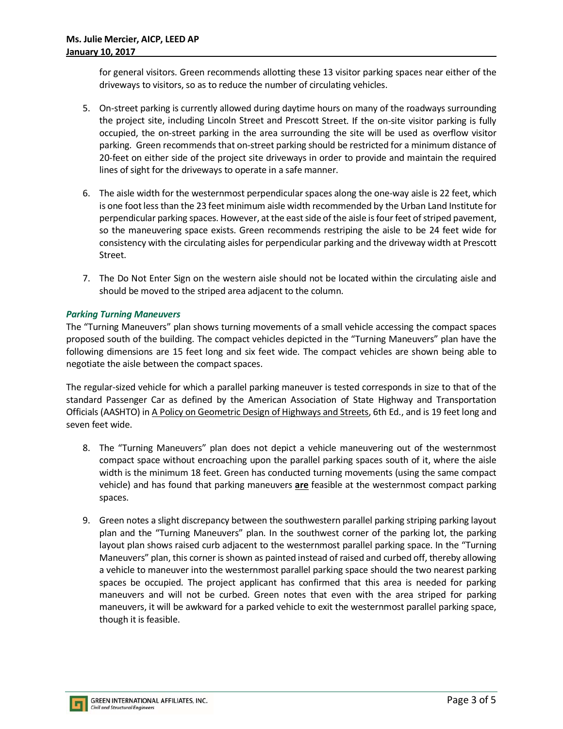for general visitors. Green recommends allotting these 13 visitor parking spaces near either of the driveways to visitors, so as to reduce the number of circulating vehicles.

5. On-street parking is currently allowed during daytime hours on many of the roadways surrounding the project site, including Lincoln Street and Prescott Street. If the on-site visitor parking is fully occupied, the on-street parking in the area surrounding the site will be used as overflow visitor parking. Green recommends that on-street parking should be restricted for a minimum distance of 20-feet on either side of the project site driveways in order to provide and maintain the required lines of sight for the driveways to operate in a safe manner.

6. The aisle width for the westernmost perpendicular spaces along the one-way aisle is 22 feet, which is one foot less than the 23 feet minimum aisle width recommended by the Urban Land Institute for perpendicular parking spaces. However, at the east side of the aisle is four feet of striped pavement, so the maneuvering space exists. Green recommends restriping the aisle to be 24 feet wide for consistency with the circulating aisles for perpendicular parking and the driveway width at Prescott Street.

7. The Do Not Enter Sign on the western aisle should not be located within the circulating aisle and should be moved to the striped area adjacent to the column.

### *Parking Turning Maneuvers*

The "Turning Maneuvers" plan shows turning movements of a small vehicle accessing the compact spaces proposed south of the building. The compact vehicles depicted in the "Turning Maneuvers" plan have the following dimensions are 15 feet long and six feet wide. The compact vehicles are shown being able to negotiate the aisle between the compact spaces.

The regular-sized vehicle for which a parallel parking maneuver is tested corresponds in size to that of the standard Passenger Car as defined by the American Association of State Highway and Transportation Officials (AASHTO) in A Policy on Geometric Design of Highways and Streets, 6th Ed., and is 19 feet long and seven feet wide.

8. The "Turning Maneuvers" plan does not depict a vehicle maneuvering out of the westernmost compact space without encroaching upon the parallel parking spaces south of it, where the aisle width is the minimum 18 feet. Green has conducted turning movements (using the same compact vehicle) and has found that parking maneuvers **are** feasible at the westernmost compact parking spaces.

9. Green notes a slight discrepancy between the southwestern parallel parking striping parking layout plan and the "Turning Maneuvers" plan. In the southwest corner of the parking lot, the parking layout plan shows raised curb adjacent to the westernmost parallel parking space. In the "Turning Maneuvers" plan, this corner is shown as painted instead of raised and curbed off, thereby allowing a vehicle to maneuver into the westernmost parallel parking space should the two nearest parking spaces be occupied. The project applicant has confirmed that this area is needed for parking maneuvers and will not be curbed. Green notes that even with the area striped for parking maneuvers, it will be awkward for a parked vehicle to exit the westernmost parallel parking space, though it is feasible.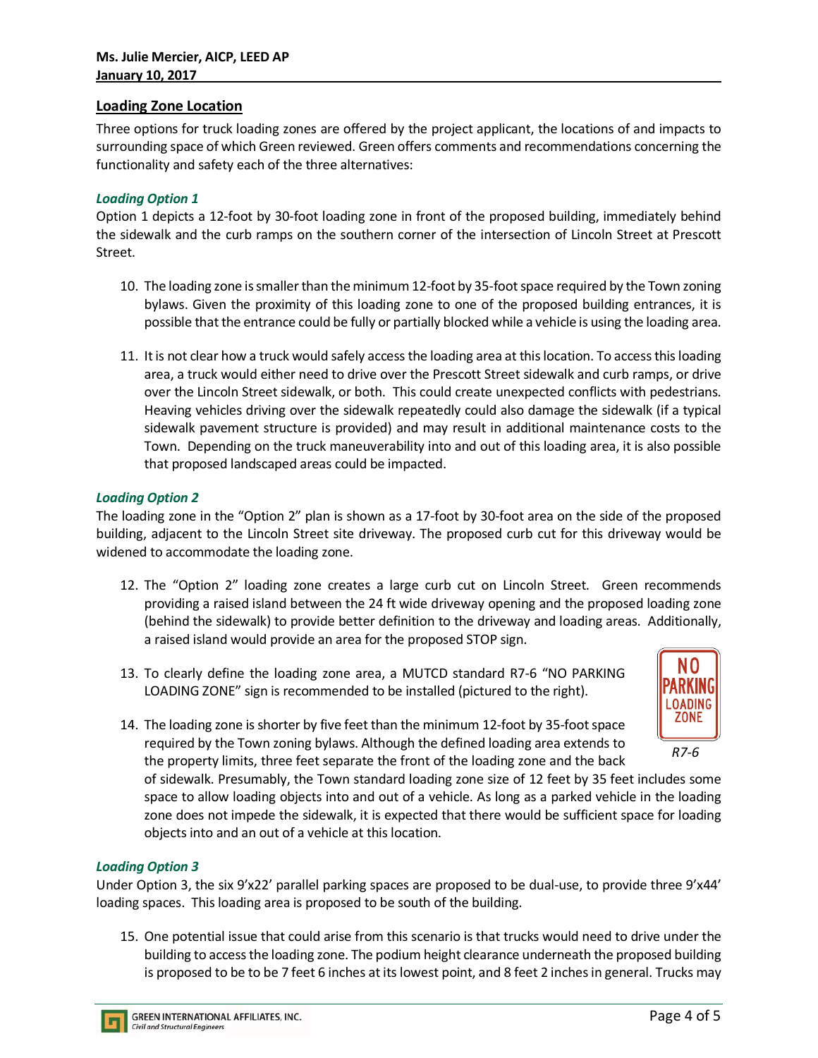**Ms. Julie Mercier, AICP, LEED AP**
**January 10, 2017**

## Loading Zone Location

Three options for truck loading zones are offered by the project applicant, the locations of and impacts to surrounding space of which Green reviewed. Green offers comments and recommendations concerning the functionality and safety each of the three alternatives:

### *Loading Option 1*

Option 1 depicts a 12-foot by 30-foot loading zone in front of the proposed building, immediately behind the sidewalk and the curb ramps on the southern corner of the intersection of Lincoln Street at Prescott Street.

10. The loading zone is smaller than the minimum 12-foot by 35-foot space required by the Town zoning bylaws. Given the proximity of this loading zone to one of the proposed building entrances, it is possible that the entrance could be fully or partially blocked while a vehicle is using the loading area.

11. It is not clear how a truck would safely access the loading area at this location. To access this loading area, a truck would either need to drive over the Prescott Street sidewalk and curb ramps, or drive over the Lincoln Street sidewalk, or both. This could create unexpected conflicts with pedestrians. Heaving vehicles driving over the sidewalk repeatedly could also damage the sidewalk (if a typical sidewalk pavement structure is provided) and may result in additional maintenance costs to the Town. Depending on the truck maneuverability into and out of this loading area, it is also possible that proposed landscaped areas could be impacted.

### *Loading Option 2*

The loading zone in the "Option 2" plan is shown as a 17-foot by 30-foot area on the side of the proposed building, adjacent to the Lincoln Street site driveway. The proposed curb cut for this driveway would be widened to accommodate the loading zone.

12. The "Option 2" loading zone creates a large curb cut on Lincoln Street. Green recommends providing a raised island between the 24 ft wide driveway opening and the proposed loading zone (behind the sidewalk) to provide better definition to the driveway and loading areas. Additionally, a raised island would provide an area for the proposed STOP sign.

13. To clearly define the loading zone area, a MUTCD standard R7-6 "NO PARKING LOADING ZONE" sign is recommended to be installed (pictured to the right).

14. The loading zone is shorter by five feet than the minimum 12-foot by 35-foot space required by the Town zoning bylaws. Although the defined loading area extends to the property limits, three feet separate the front of the loading zone and the back of sidewalk. Presumably, the Town standard loading zone size of 12 feet by 35 feet includes some space to allow loading objects into and out of a vehicle. As long as a parked vehicle in the loading zone does not impede the sidewalk, it is expected that there would be sufficient space for loading objects into and an out of a vehicle at this location.

NO PARKING LOADING ZONE

*R7-6*

### *Loading Option 3*

Under Option 3, the six 9'x22' parallel parking spaces are proposed to be dual-use, to provide three 9'x44' loading spaces. This loading area is proposed to be south of the building.

15. One potential issue that could arise from this scenario is that trucks would need to drive under the building to access the loading zone. The podium height clearance underneath the proposed building is proposed to be to be 7 feet 6 inches at its lowest point, and 8 feet 2 inches in general. Trucks may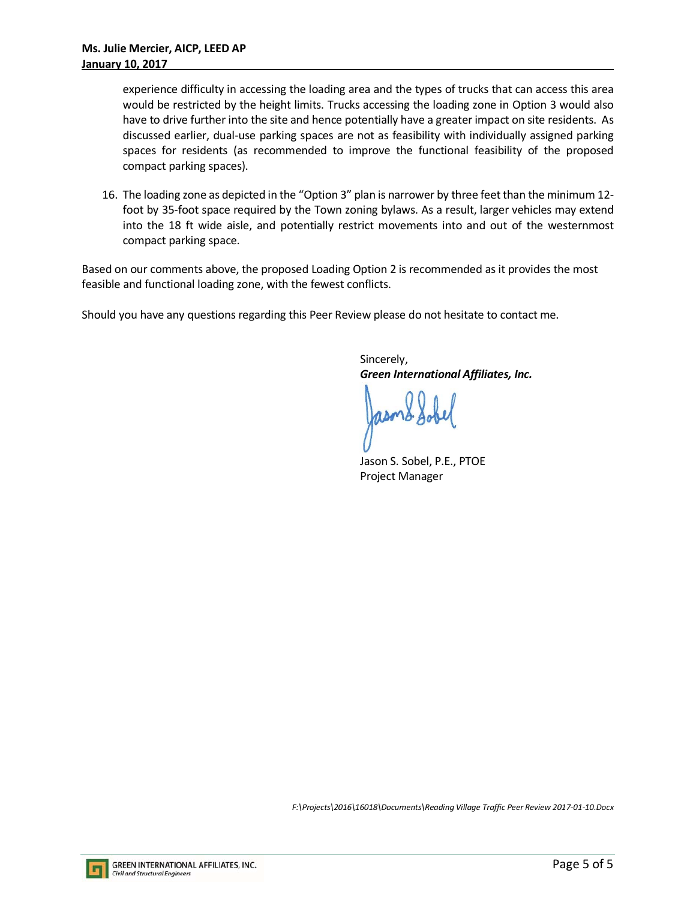experience difficulty in accessing the loading area and the types of trucks that can access this area would be restricted by the height limits. Trucks accessing the loading zone in Option 3 would also have to drive further into the site and hence potentially have a greater impact on site residents. As discussed earlier, dual-use parking spaces are not as feasibility with individually assigned parking spaces for residents (as recommended to improve the functional feasibility of the proposed compact parking spaces).

16. The loading zone as depicted in the "Option 3" plan is narrower by three feet than the minimum 12-foot by 35-foot space required by the Town zoning bylaws. As a result, larger vehicles may extend into the 18 ft wide aisle, and potentially restrict movements into and out of the westernmost compact parking space.

Based on our comments above, the proposed Loading Option 2 is recommended as it provides the most feasible and functional loading zone, with the fewest conflicts.

Should you have any questions regarding this Peer Review please do not hesitate to contact me.

Sincerely,
***Green International Affiliates, Inc.***

Jason S. Sobel, P.E., PTOE
Project Manager

*F:\Projects\2016\16018\Documents\Reading Village Traffic Peer Review 2017-01-10.Docx*